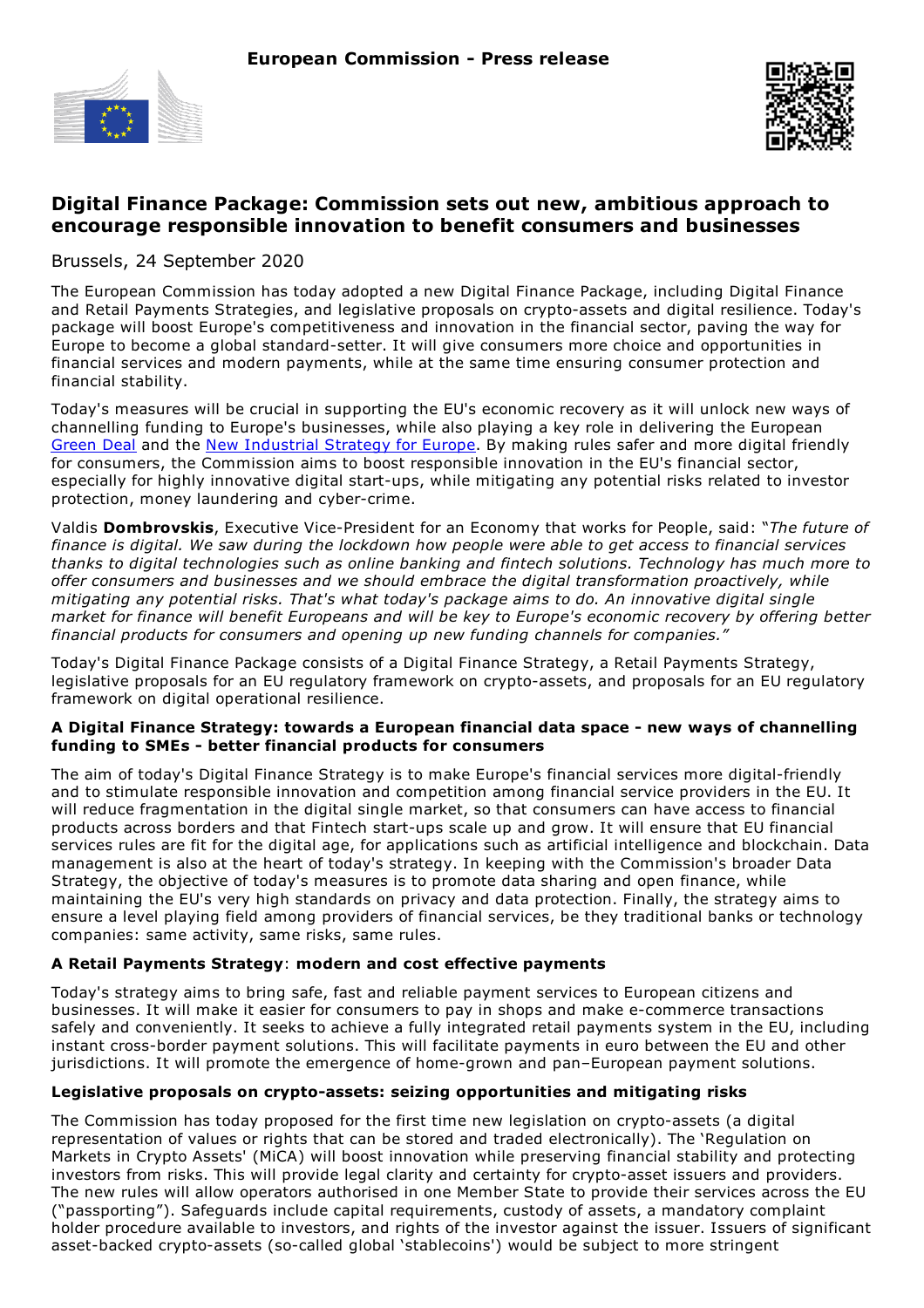European Commission - Press release

# Digital Finance Package: Commission sets out new, ambitious approach to encourage responsible innovation to benefit consumers and businesses

Brussels, 24 September 2020

The European Commission has today adopted a new Digital Finance Package, including Digital Finance and Retail Payments Strategies, and legislative proposals on crypto-assets and digital resilience. Today's package will boost Europe's competitiveness and innovation in the financial sector, paving the way for Europe to become a global standard-setter. It will give consumers more choice and opportunities in financial services and modern payments, while at the same time ensuring consumer protection and financial stability.

Today's measures will be crucial in supporting the EU's economic recovery as it will unlock new ways of channelling funding to Europe's businesses, while also playing a key role in delivering the European Green Deal and the New Industrial Strategy for Europe. By making rules safer and more digital friendly for consumers, the Commission aims to boost responsible innovation in the EU's financial sector, especially for highly innovative digital start-ups, while mitigating any potential risks related to investor protection, money laundering and cyber-crime.

Valdis **Dombrovskis**, Executive Vice-President for an Economy that works for People, said: "*The future of finance is digital. We saw during the lockdown how people were able to get access to financial services thanks to digital technologies such as online banking and fintech solutions. Technology has much more to offer consumers and businesses and we should embrace the digital transformation proactively, while mitigating any potential risks. That's what today's package aims to do. An innovative digital single market for finance will benefit Europeans and will be key to Europe's economic recovery by offering better financial products for consumers and opening up new funding channels for companies.*"

Today's Digital Finance Package consists of a Digital Finance Strategy, a Retail Payments Strategy, legislative proposals for an EU regulatory framework on crypto-assets, and proposals for an EU regulatory framework on digital operational resilience.

**A Digital Finance Strategy: towards a European financial data space - new ways of channelling funding to SMEs - better financial products for consumers**

The aim of today's Digital Finance Strategy is to make Europe's financial services more digital-friendly and to stimulate responsible innovation and competition among financial service providers in the EU. It will reduce fragmentation in the digital single market, so that consumers can have access to financial products across borders and that Fintech start-ups scale up and grow. It will ensure that EU financial services rules are fit for the digital age, for applications such as artificial intelligence and blockchain. Data management is also at the heart of today's strategy. In keeping with the Commission's broader Data Strategy, the objective of today's measures is to promote data sharing and open finance, while maintaining the EU's very high standards on privacy and data protection. Finally, the strategy aims to ensure a level playing field among providers of financial services, be they traditional banks or technology companies: same activity, same risks, same rules.

**A Retail Payments Strategy**: **modern and cost effective payments**

Today's strategy aims to bring safe, fast and reliable payment services to European citizens and businesses. It will make it easier for consumers to pay in shops and make e-commerce transactions safely and conveniently. It seeks to achieve a fully integrated retail payments system in the EU, including instant cross-border payment solutions. This will facilitate payments in euro between the EU and other jurisdictions. It will promote the emergence of home-grown and pan–European payment solutions.

**Legislative proposals on crypto-assets: seizing opportunities and mitigating risks**

The Commission has today proposed for the first time new legislation on crypto-assets (a digital representation of values or rights that can be stored and traded electronically). The 'Regulation on Markets in Crypto Assets' (MiCA) will boost innovation while preserving financial stability and protecting investors from risks. This will provide legal clarity and certainty for crypto-asset issuers and providers. The new rules will allow operators authorised in one Member State to provide their services across the EU ("passporting"). Safeguards include capital requirements, custody of assets, a mandatory complaint holder procedure available to investors, and rights of the investor against the issuer. Issuers of significant asset-backed crypto-assets (so-called global 'stablecoins') would be subject to more stringent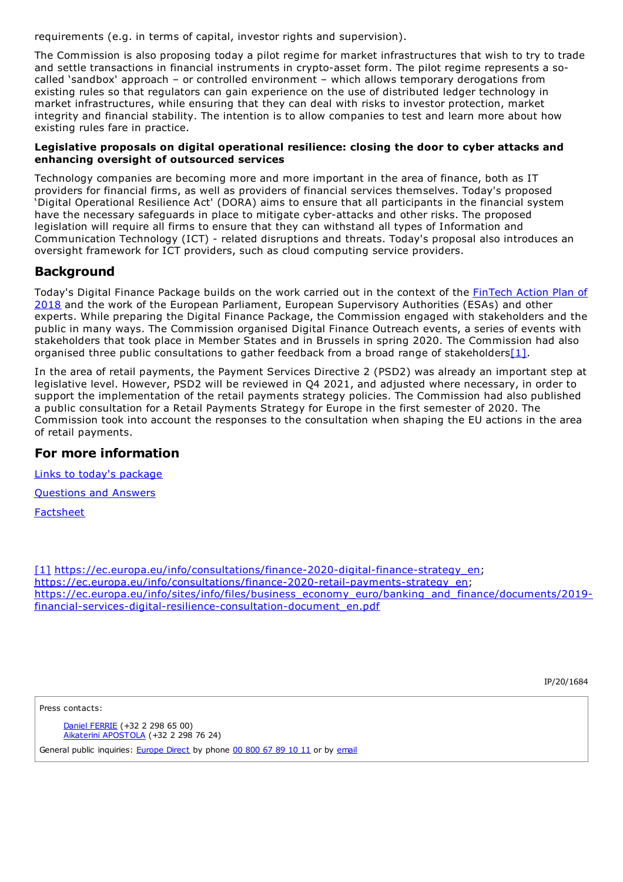requirements (e.g. in terms of capital, investor rights and supervision).

The Commission is also proposing today a pilot regime for market infrastructures that wish to try to trade and settle transactions in financial instruments in crypto-asset form. The pilot regime represents a so-called 'sandbox' approach – or controlled environment – which allows temporary derogations from existing rules so that regulators can gain experience on the use of distributed ledger technology in market infrastructures, while ensuring that they can deal with risks to investor protection, market integrity and financial stability. The intention is to allow companies to test and learn more about how existing rules fare in practice.

**Legislative proposals on digital operational resilience: closing the door to cyber attacks and enhancing oversight of outsourced services**

Technology companies are becoming more and more important in the area of finance, both as IT providers for financial firms, as well as providers of financial services themselves. Today's proposed 'Digital Operational Resilience Act' (DORA) aims to ensure that all participants in the financial system have the necessary safeguards in place to mitigate cyber-attacks and other risks. The proposed legislation will require all firms to ensure that they can withstand all types of Information and Communication Technology (ICT) - related disruptions and threats. Today's proposal also introduces an oversight framework for ICT providers, such as cloud computing service providers.

## Background

Today's Digital Finance Package builds on the work carried out in the context of the [FinTech Action Plan of 2018](#) and the work of the European Parliament, European Supervisory Authorities (ESAs) and other experts. While preparing the Digital Finance Package, the Commission engaged with stakeholders and the public in many ways. The Commission organised Digital Finance Outreach events, a series of events with stakeholders that took place in Member States and in Brussels in spring 2020. The Commission had also organised three public consultations to gather feedback from a broad range of stakeholders[1].

In the area of retail payments, the Payment Services Directive 2 (PSD2) was already an important step at legislative level. However, PSD2 will be reviewed in Q4 2021, and adjusted where necessary, in order to support the implementation of the retail payments strategy policies. The Commission had also published a public consultation for a Retail Payments Strategy for Europe in the first semester of 2020. The Commission took into account the responses to the consultation when shaping the EU actions in the area of retail payments.

## For more information

Links to today's package

Questions and Answers

Factsheet

[1] https://ec.europa.eu/info/consultations/finance-2020-digital-finance-strategy_en; https://ec.europa.eu/info/consultations/finance-2020-retail-payments-strategy_en; https://ec.europa.eu/info/sites/info/files/business_economy_euro/banking_and_finance/documents/2019-financial-services-digital-resilience-consultation-document_en.pdf

IP/20/1684

Press contacts:

Daniel FERRIE (+32 2 298 65 00)
Aikaterini APOSTOLA (+32 2 298 76 24)

General public inquiries: Europe Direct by phone 00 800 67 89 10 11 or by email